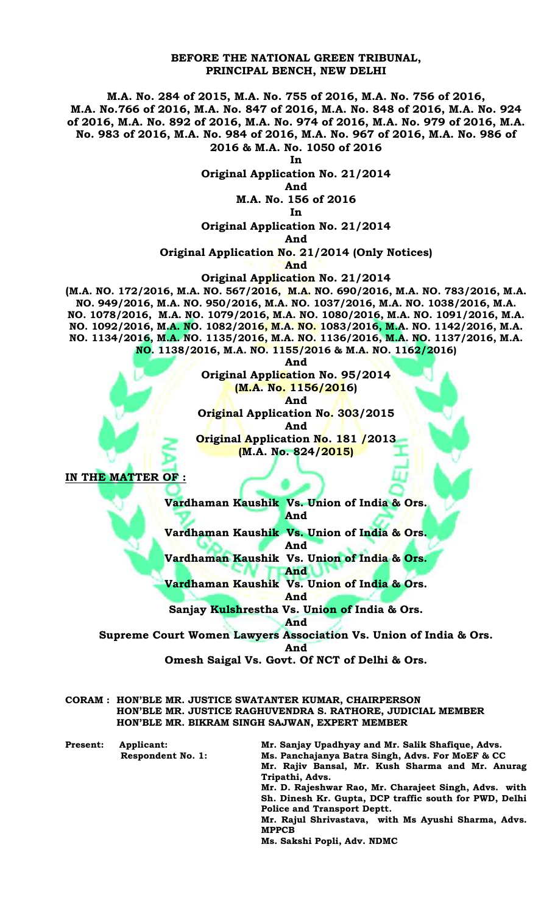**BEFORE THE NATIONAL GREEN TRIBUNAL,**
**PRINCIPAL BENCH, NEW DELHI**

**M.A. No. 284 of 2015, M.A. No. 755 of 2016, M.A. No. 756 of 2016, M.A. No.766 of 2016, M.A. No. 847 of 2016, M.A. No. 848 of 2016, M.A. No. 924 of 2016, M.A. No. 892 of 2016, M.A. No. 974 of 2016, M.A. No. 979 of 2016, M.A. No. 983 of 2016, M.A. No. 984 of 2016, M.A. No. 967 of 2016, M.A. No. 986 of 2016 & M.A. No. 1050 of 2016**

**In**

**Original Application No. 21/2014**

**And**

**M.A. No. 156 of 2016**

**In**

**Original Application No. 21/2014**

**And**

**Original Application No. 21/2014 (Only Notices)**

**And**

**Original Application No. 21/2014**

**(M.A. NO. 172/2016, M.A. NO. 567/2016, M.A. NO. 690/2016, M.A. NO. 783/2016, M.A. NO. 949/2016, M.A. NO. 950/2016, M.A. NO. 1037/2016, M.A. NO. 1038/2016, M.A. NO. 1078/2016, M.A. NO. 1079/2016, M.A. NO. 1080/2016, M.A. NO. 1091/2016, M.A. NO. 1092/2016, M.A. NO. 1082/2016, M.A. NO. 1083/2016, M.A. NO. 1142/2016, M.A. NO. 1134/2016, M.A. NO. 1135/2016, M.A. NO. 1136/2016, M.A. NO. 1137/2016, M.A. NO. 1138/2016, M.A. NO. 1155/2016 & M.A. NO. 1162/2016)**

**And**

**Original Application No. 95/2014**

**(M.A. No. 1156/2016)**

**And**

**Original Application No. 303/2015**

**And**

**Original Application No. 181 /2013**

**(M.A. No. 824/2015)**

**IN THE MATTER OF :**

**Vardhaman Kaushik Vs. Union of India & Ors.**

**And**

**Vardhaman Kaushik Vs. Union of India & Ors.**

**And**

**Vardhaman Kaushik Vs. Union of India & Ors.**

**And**

**Vardhaman Kaushik Vs. Union of India & Ors.**

**And**

**Sanjay Kulshrestha Vs. Union of India & Ors.**

**And**

**Supreme Court Women Lawyers Association Vs. Union of India & Ors.**

**And**

**Omesh Saigal Vs. Govt. Of NCT of Delhi & Ors.**

**CORAM : HON'BLE MR. JUSTICE SWATANTER KUMAR, CHAIRPERSON**
**HON'BLE MR. JUSTICE RAGHUVENDRA S. RATHORE, JUDICIAL MEMBER**
**HON'BLE MR. BIKRAM SINGH SAJWAN, EXPERT MEMBER**

**Present:** **Applicant:** **Mr. Sanjay Upadhyay and Mr. Salik Shafique, Advs.**
**Respondent No. 1:** **Ms. Panchajanya Batra Singh, Advs. For MoEF & CC**
**Mr. Rajiv Bansal, Mr. Kush Sharma and Mr. Anurag Tripathi, Advs.**
**Mr. D. Rajeshwar Rao, Mr. Charajeet Singh, Advs. with Sh. Dinesh Kr. Gupta, DCP traffic south for PWD, Delhi Police and Transport Deptt.**
**Mr. Rajul Shrivastava, with Ms Ayushi Sharma, Advs. MPPCB**
**Ms. Sakshi Popli, Adv. NDMC**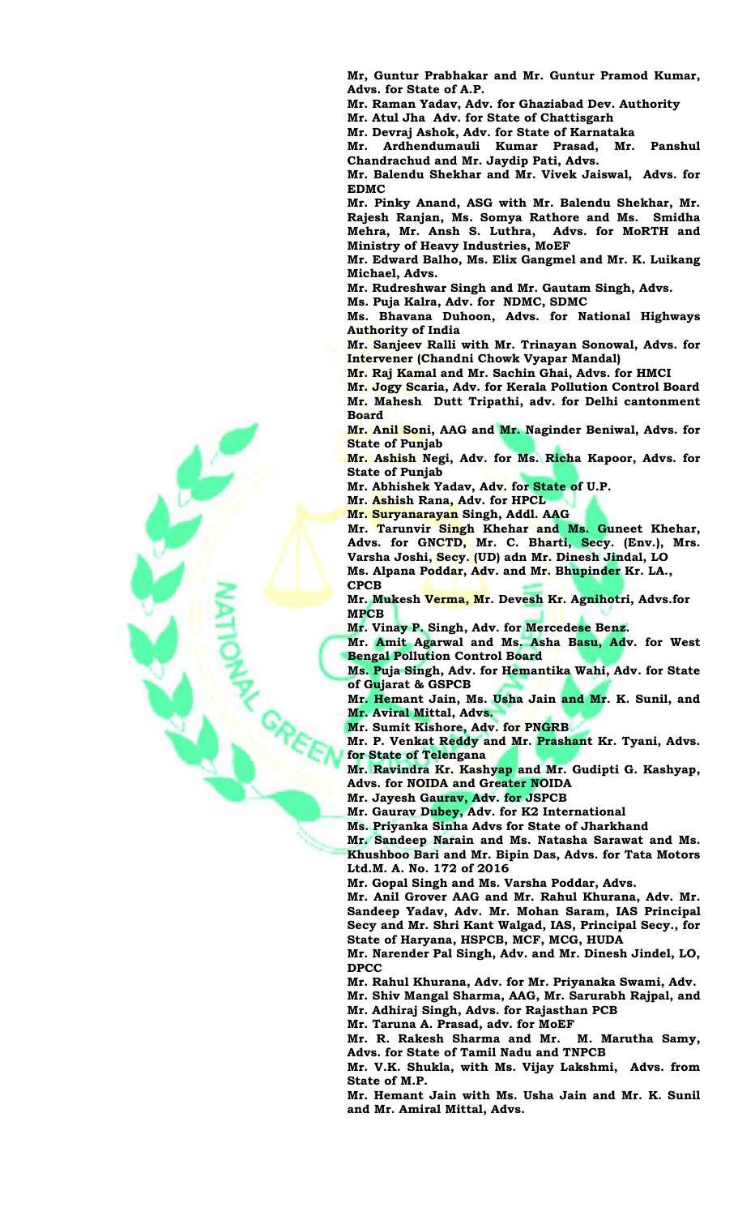**Mr, Guntur Prabhakar and Mr. Guntur Pramod Kumar, Advs. for State of A.P.**
**Mr. Raman Yadav, Adv. for Ghaziabad Dev. Authority**
**Mr. Atul Jha Adv. for State of Chattisgarh**
**Mr. Devraj Ashok, Adv. for State of Karnataka**
**Mr. Ardhendumauli Kumar Prasad, Mr. Panshul Chandrachud and Mr. Jaydip Pati, Advs.**
**Mr. Balendu Shekhar and Mr. Vivek Jaiswal, Advs. for EDMC**
**Mr. Pinky Anand, ASG with Mr. Balendu Shekhar, Mr. Rajesh Ranjan, Ms. Somya Rathore and Ms. Smidha Mehra, Mr. Ansh S. Luthra, Advs. for MoRTH and Ministry of Heavy Industries, MoEF**
**Mr. Edward Balho, Ms. Elix Gangmel and Mr. K. Luikang Michael, Advs.**
**Mr. Rudreshwar Singh and Mr. Gautam Singh, Advs.**
**Ms. Puja Kalra, Adv. for NDMC, SDMC**
**Ms. Bhavana Duhoon, Advs. for National Highways Authority of India**
**Mr. Sanjeev Ralli with Mr. Trinayan Sonowal, Advs. for Intervener (Chandni Chowk Vyapar Mandal)**
**Mr. Raj Kamal and Mr. Sachin Ghai, Advs. for HMCI**
**Mr. Jogy Scaria, Adv. for Kerala Pollution Control Board**
**Mr. Mahesh Dutt Tripathi, adv. for Delhi cantonment Board**
**Mr. Anil Soni, AAG and Mr. Naginder Beniwal, Advs. for State of Punjab**
**Mr. Ashish Negi, Adv. for Ms. Richa Kapoor, Advs. for State of Punjab**
**Mr. Abhishek Yadav, Adv. for State of U.P.**
**Mr. Ashish Rana, Adv. for HPCL**
**Mr. Suryanarayan Singh, Addl. AAG**
**Mr. Tarunvir Singh Khehar and Ms. Guneet Khehar, Advs. for GNCTD, Mr. C. Bharti, Secy. (Env.), Mrs. Varsha Joshi, Secy. (UD) adn Mr. Dinesh Jindal, LO**
**Ms. Alpana Poddar, Adv. and Mr. Bhupinder Kr. LA., CPCB**
**Mr. Mukesh Verma, Mr. Devesh Kr. Agnihotri, Advs.for MPCB**
**Mr. Vinay P. Singh, Adv. for Mercedese Benz.**
**Mr. Amit Agarwal and Ms. Asha Basu, Adv. for West Bengal Pollution Control Board**
**Ms. Puja Singh, Adv. for Hemantika Wahi, Adv. for State of Gujarat & GSPCB**
**Mr. Hemant Jain, Ms. Usha Jain and Mr. K. Sunil, and Mr. Aviral Mittal, Advs.**
**Mr. Sumit Kishore, Adv. for PNGRB**
**Mr. P. Venkat Reddy and Mr. Prashant Kr. Tyani, Advs. for State of Telengana**
**Mr. Ravindra Kr. Kashyap and Mr. Gudipti G. Kashyap, Advs. for NOIDA and Greater NOIDA**
**Mr. Jayesh Gaurav, Adv. for JSPCB**
**Mr. Gaurav Dubey, Adv. for K2 International**
**Ms. Priyanka Sinha Advs for State of Jharkhand**
**Mr. Sandeep Narain and Ms. Natasha Sarawat and Ms. Khushboo Bari and Mr. Bipin Das, Advs. for Tata Motors Ltd.M. A. No. 172 of 2016**
**Mr. Gopal Singh and Ms. Varsha Poddar, Advs.**
**Mr. Anil Grover AAG and Mr. Rahul Khurana, Adv. Mr. Sandeep Yadav, Adv. Mr. Mohan Saram, IAS Principal Secy and Mr. Shri Kant Walgad, IAS, Principal Secy., for State of Haryana, HSPCB, MCF, MCG, HUDA**
**Mr. Narender Pal Singh, Adv. and Mr. Dinesh Jindel, LO, DPCC**
**Mr. Rahul Khurana, Adv. for Mr. Priyanaka Swami, Adv.**
**Mr. Shiv Mangal Sharma, AAG, Mr. Sarurabh Rajpal, and Mr. Adhiraj Singh, Advs. for Rajasthan PCB**
**Mr. Taruna A. Prasad, adv. for MoEF**
**Mr. R. Rakesh Sharma and Mr. M. Marutha Samy, Advs. for State of Tamil Nadu and TNPCB**
**Mr. V.K. Shukla, with Ms. Vijay Lakshmi, Advs. from State of M.P.**
**Mr. Hemant Jain with Ms. Usha Jain and Mr. K. Sunil and Mr. Amiral Mittal, Advs.**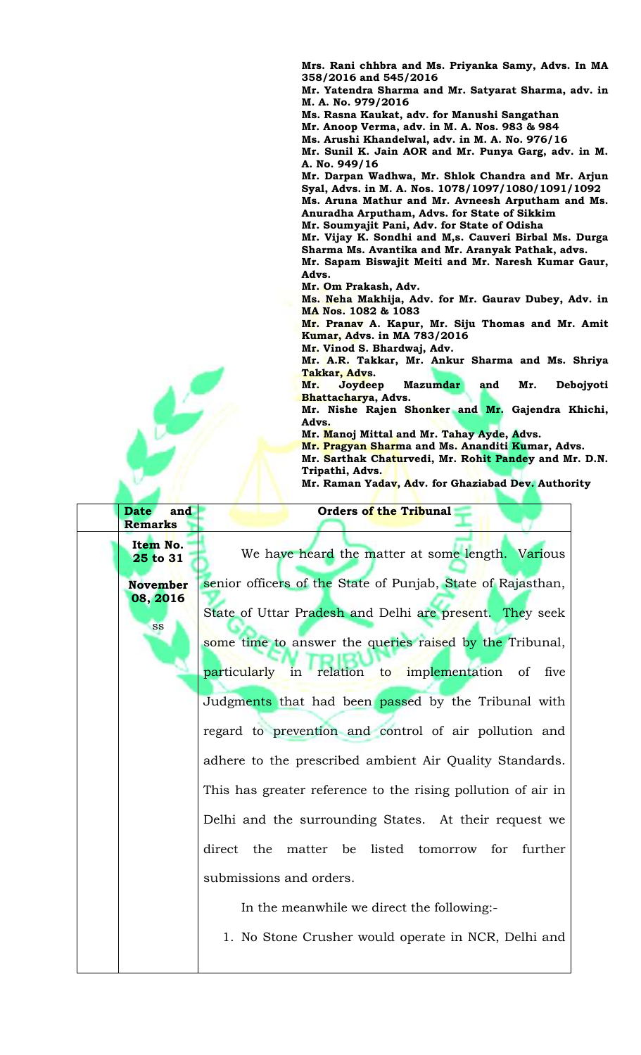**Mrs. Rani chhbra and Ms. Priyanka Samy, Advs. In MA 358/2016 and 545/2016**
**Mr. Yatendra Sharma and Mr. Satyarat Sharma, adv. in M. A. No. 979/2016**
**Ms. Rasna Kaukat, adv. for Manushi Sangathan**
**Mr. Anoop Verma, adv. in M. A. Nos. 983 & 984**
**Ms. Arushi Khandelwal, adv. in M. A. No. 976/16**
**Mr. Sunil K. Jain AOR and Mr. Punya Garg, adv. in M. A. No. 949/16**
**Mr. Darpan Wadhwa, Mr. Shlok Chandra and Mr. Arjun Syal, Advs. in M. A. Nos. 1078/1097/1080/1091/1092**
**Ms. Aruna Mathur and Mr. Avneesh Arputham and Ms. Anuradha Arputham, Advs. for State of Sikkim**
**Mr. Soumyajit Pani, Adv. for State of Odisha**
**Mr. Vijay K. Sondhi and M,s. Cauveri Birbal Ms. Durga Sharma Ms. Avantika and Mr. Aranyak Pathak, advs.**
**Mr. Sapam Biswajit Meiti and Mr. Naresh Kumar Gaur, Advs.**
**Mr. Om Prakash, Adv.**
**Ms. Neha Makhija, Adv. for Mr. Gaurav Dubey, Adv. in MA Nos. 1082 & 1083**
**Mr. Pranav A. Kapur, Mr. Siju Thomas and Mr. Amit Kumar, Advs. in MA 783/2016**
**Mr. Vinod S. Bhardwaj, Adv.**
**Mr. A.R. Takkar, Mr. Ankur Sharma and Ms. Shriya Takkar, Advs.**
**Mr. Joydeep Mazumdar and Mr. Debojyoti Bhattacharya, Advs.**
**Mr. Nishe Rajen Shonker and Mr. Gajendra Khichi, Advs.**
**Mr. Manoj Mittal and Mr. Tahay Ayde, Advs.**
**Mr. Pragyan Sharma and Ms. Ananditi Kumar, Advs.**
**Mr. Sarthak Chaturvedi, Mr. Rohit Pandey and Mr. D.N. Tripathi, Advs.**
**Mr. Raman Yadav, Adv. for Ghaziabad Dev. Authority**

| **Date and Remarks** | **Orders of the Tribunal** |
|---|---|
| **Item No. 25 to 31**<br><br>**November 08, 2016**<br><br>ss | We have heard the matter at some length. Various senior officers of the State of Punjab, State of Rajasthan, State of Uttar Pradesh and Delhi are present. They seek some time to answer the queries raised by the Tribunal, particularly in relation to implementation of five Judgments that had been passed by the Tribunal with regard to prevention and control of air pollution and adhere to the prescribed ambient Air Quality Standards. This has greater reference to the rising pollution of air in Delhi and the surrounding States. At their request we direct the matter be listed tomorrow for further submissions and orders.<br><br>In the meanwhile we direct the following:-<br><br>1. No Stone Crusher would operate in NCR, Delhi and |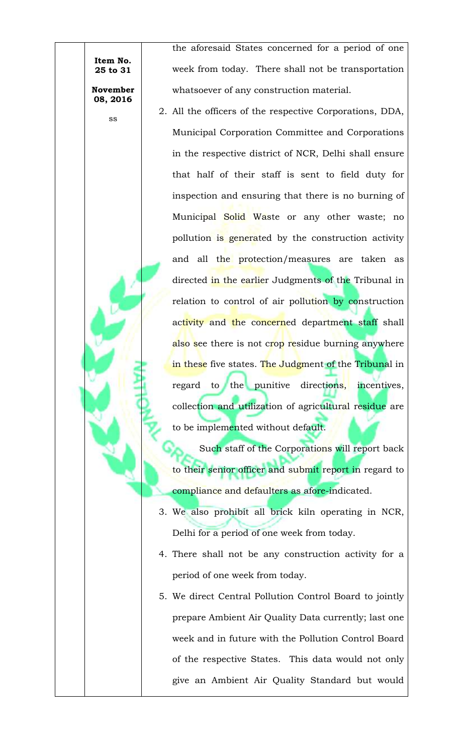the aforesaid States concerned for a period of one week from today. There shall not be transportation whatsoever of any construction material.

2. All the officers of the respective Corporations, DDA, Municipal Corporation Committee and Corporations in the respective district of NCR, Delhi shall ensure that half of their staff is sent to field duty for inspection and ensuring that there is no burning of Municipal Solid Waste or any other waste; no pollution is generated by the construction activity and all the protection/measures are taken as directed in the earlier Judgments of the Tribunal in relation to control of air pollution by construction activity and the concerned department staff shall also see there is not crop residue burning anywhere in these five states. The Judgment of the Tribunal in regard to the punitive directions, incentives, collection and utilization of agricultural residue are to be implemented without default.

   Such staff of the Corporations will report back to their senior officer and submit report in regard to compliance and defaulters as afore-indicated.

3. We also prohibit all brick kiln operating in NCR, Delhi for a period of one week from today.

4. There shall not be any construction activity for a period of one week from today.

5. We direct Central Pollution Control Board to jointly prepare Ambient Air Quality Data currently; last one week and in future with the Pollution Control Board of the respective States. This data would not only give an Ambient Air Quality Standard but would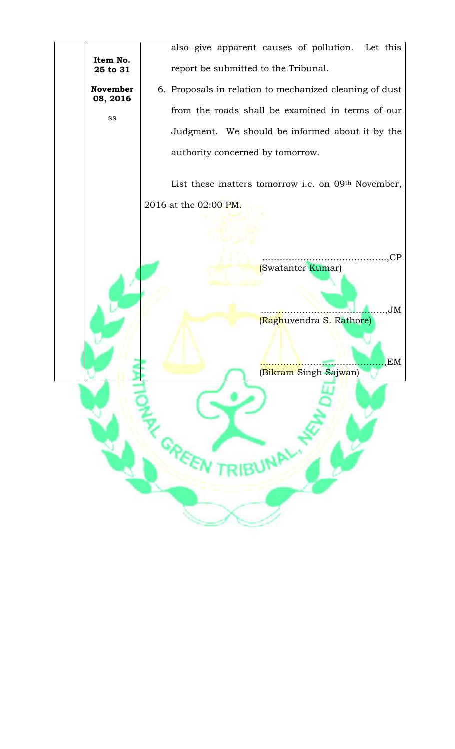| | | |
|---|---|---|
| | **Item No. 25 to 31**<br><br>**November 08, 2016**<br><br>ss | also give apparent causes of pollution. Let this report be submitted to the Tribunal.<br><br>6. Proposals in relation to mechanized cleaning of dust from the roads shall be examined in terms of our Judgment. We should be informed about it by the authority concerned by tomorrow.<br><br>List these matters tomorrow i.e. on 09th November, 2016 at the 02:00 PM.<br><br>……………………………………,CP<br>(Swatanter Kumar)<br><br>……………………………………,JM<br>(Raghuvendra S. Rathore)<br><br>……………………………………,EM<br>(Bikram Singh Sajwan) |